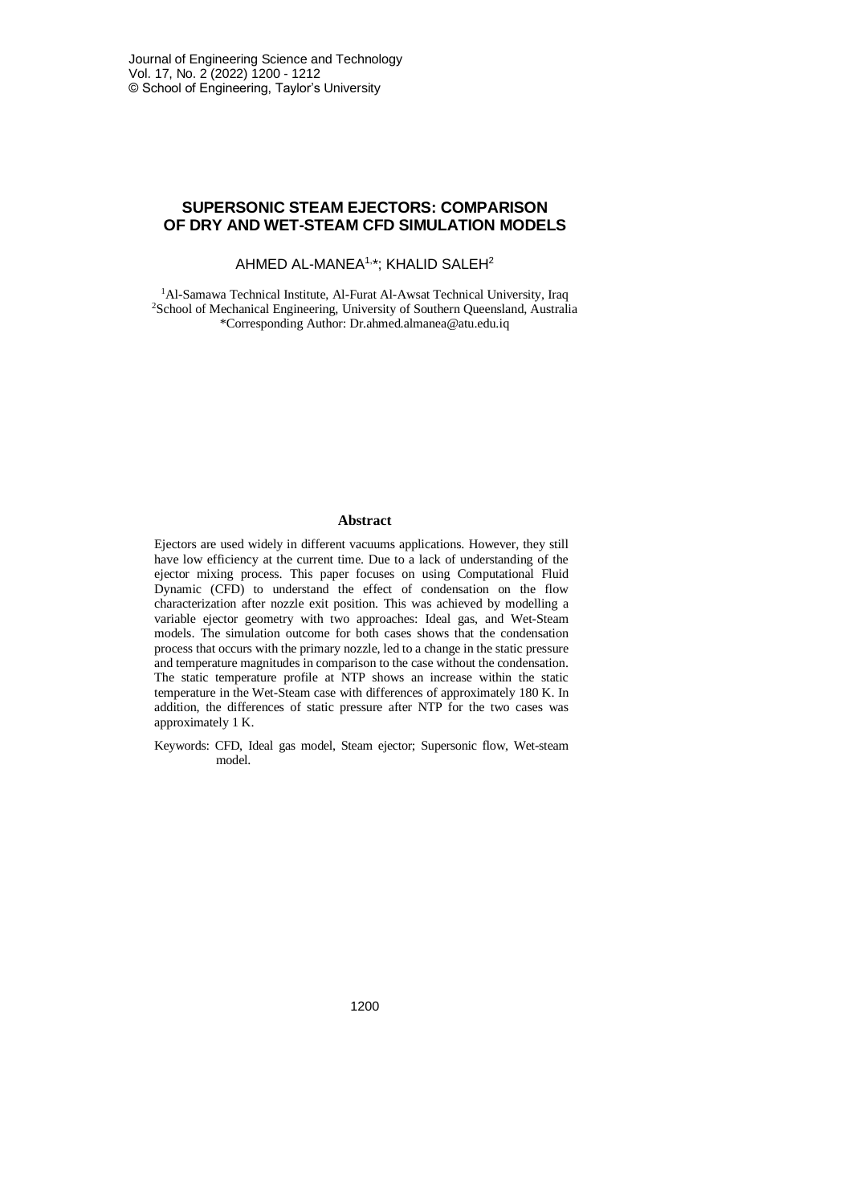# SUPERSONIC STEAM EJECTORS: COMPARISON OF DRY AND WET-STEAM CFD SIMULATION MODELS

AHMED AL-MANEA[1,*]; KHALID SALEH[2]

[1]Al-Samawa Technical Institute, Al-Furat Al-Awsat Technical University, Iraq
[2]School of Mechanical Engineering, University of Southern Queensland, Australia
*Corresponding Author: Dr.ahmed.almanea@atu.edu.iq

## Abstract

Ejectors are used widely in different vacuums applications. However, they still have low efficiency at the current time. Due to a lack of understanding of the ejector mixing process. This paper focuses on using Computational Fluid Dynamic (CFD) to understand the effect of condensation on the flow characterization after nozzle exit position. This was achieved by modelling a variable ejector geometry with two approaches: Ideal gas, and Wet-Steam models. The simulation outcome for both cases shows that the condensation process that occurs with the primary nozzle, led to a change in the static pressure and temperature magnitudes in comparison to the case without the condensation. The static temperature profile at NTP shows an increase within the static temperature in the Wet-Steam case with differences of approximately 180 K. In addition, the differences of static pressure after NTP for the two cases was approximately 1 K.

Keywords: CFD, Ideal gas model, Steam ejector; Supersonic flow, Wet-steam model.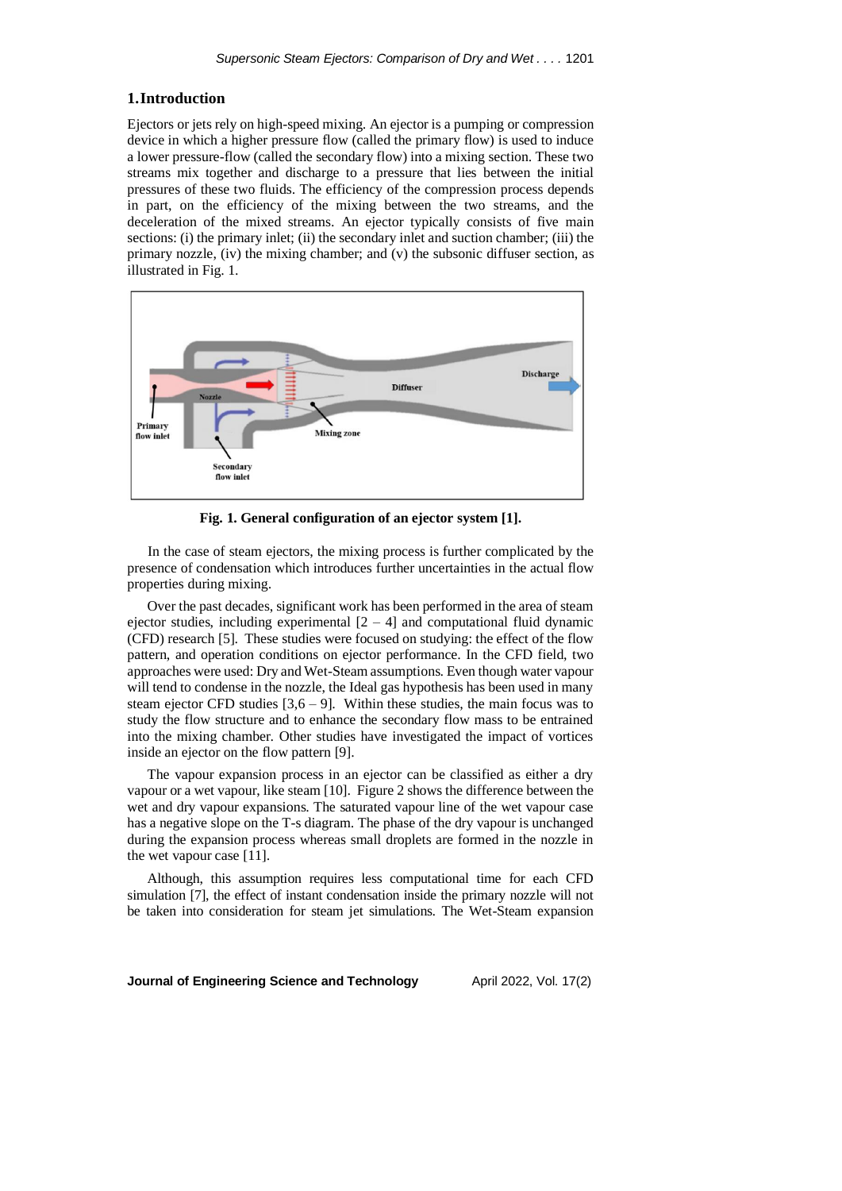## 1. Introduction

Ejectors or jets rely on high-speed mixing. An ejector is a pumping or compression device in which a higher pressure flow (called the primary flow) is used to induce a lower pressure-flow (called the secondary flow) into a mixing section. These two streams mix together and discharge to a pressure that lies between the initial pressures of these two fluids. The efficiency of the compression process depends in part, on the efficiency of the mixing between the two streams, and the deceleration of the mixed streams. An ejector typically consists of five main sections: (i) the primary inlet; (ii) the secondary inlet and suction chamber; (iii) the primary nozzle, (iv) the mixing chamber; and (v) the subsonic diffuser section, as illustrated in Fig. 1.

**Fig. 1. General configuration of an ejector system [1].**

In the case of steam ejectors, the mixing process is further complicated by the presence of condensation which introduces further uncertainties in the actual flow properties during mixing.

Over the past decades, significant work has been performed in the area of steam ejector studies, including experimental [2 – 4] and computational fluid dynamic (CFD) research [5]. These studies were focused on studying: the effect of the flow pattern, and operation conditions on ejector performance. In the CFD field, two approaches were used: Dry and Wet-Steam assumptions. Even though water vapour will tend to condense in the nozzle, the Ideal gas hypothesis has been used in many steam ejector CFD studies [3,6 – 9]. Within these studies, the main focus was to study the flow structure and to enhance the secondary flow mass to be entrained into the mixing chamber. Other studies have investigated the impact of vortices inside an ejector on the flow pattern [9].

The vapour expansion process in an ejector can be classified as either a dry vapour or a wet vapour, like steam [10]. Figure 2 shows the difference between the wet and dry vapour expansions. The saturated vapour line of the wet vapour case has a negative slope on the T-s diagram. The phase of the dry vapour is unchanged during the expansion process whereas small droplets are formed in the nozzle in the wet vapour case [11].

Although, this assumption requires less computational time for each CFD simulation [7], the effect of instant condensation inside the primary nozzle will not be taken into consideration for steam jet simulations. The Wet-Steam expansion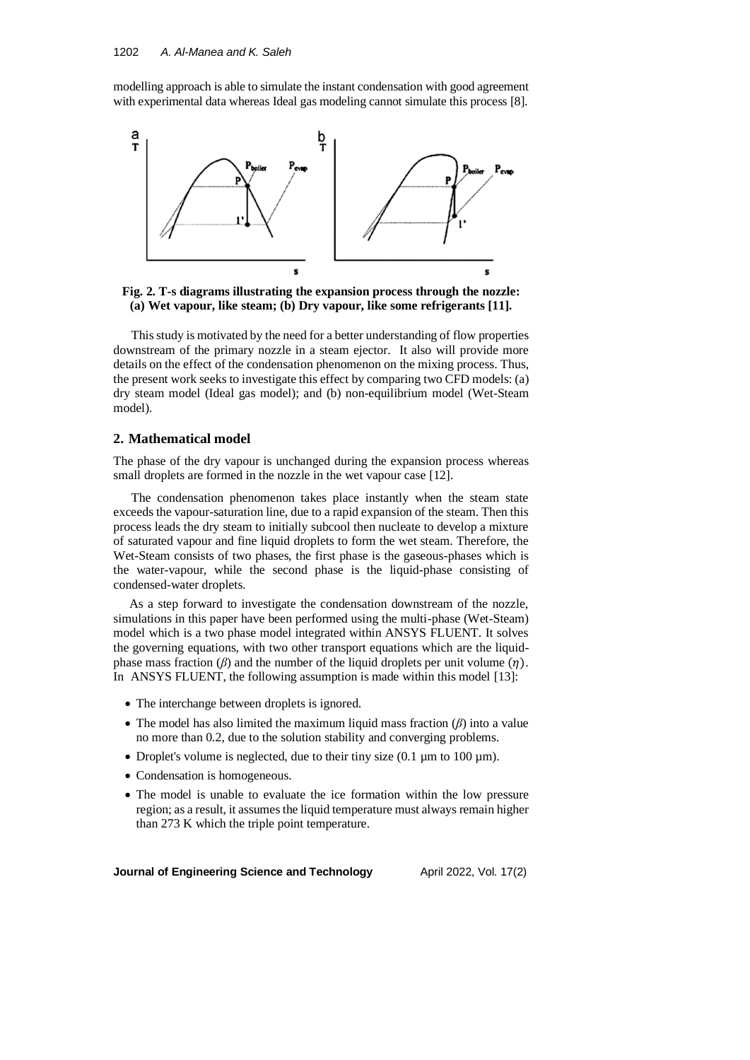modelling approach is able to simulate the instant condensation with good agreement with experimental data whereas Ideal gas modeling cannot simulate this process [8].

**Fig. 2. T-s diagrams illustrating the expansion process through the nozzle: (a) Wet vapour, like steam; (b) Dry vapour, like some refrigerants [11].**

This study is motivated by the need for a better understanding of flow properties downstream of the primary nozzle in a steam ejector. It also will provide more details on the effect of the condensation phenomenon on the mixing process. Thus, the present work seeks to investigate this effect by comparing two CFD models: (a) dry steam model (Ideal gas model); and (b) non-equilibrium model (Wet-Steam model).

## 2. Mathematical model

The phase of the dry vapour is unchanged during the expansion process whereas small droplets are formed in the nozzle in the wet vapour case [12].

The condensation phenomenon takes place instantly when the steam state exceeds the vapour-saturation line, due to a rapid expansion of the steam. Then this process leads the dry steam to initially subcool then nucleate to develop a mixture of saturated vapour and fine liquid droplets to form the wet steam. Therefore, the Wet-Steam consists of two phases, the first phase is the gaseous-phases which is the water-vapour, while the second phase is the liquid-phase consisting of condensed-water droplets.

As a step forward to investigate the condensation downstream of the nozzle, simulations in this paper have been performed using the multi-phase (Wet-Steam) model which is a two phase model integrated within ANSYS FLUENT. It solves the governing equations, with two other transport equations which are the liquid-phase mass fraction ($\beta$) and the number of the liquid droplets per unit volume ($\eta$). In ANSYS FLUENT, the following assumption is made within this model [13]:

- The interchange between droplets is ignored.
- The model has also limited the maximum liquid mass fraction ($\beta$) into a value no more than 0.2, due to the solution stability and converging problems.
- Droplet's volume is neglected, due to their tiny size (0.1 µm to 100 µm).
- Condensation is homogeneous.
- The model is unable to evaluate the ice formation within the low pressure region; as a result, it assumes the liquid temperature must always remain higher than 273 K which the triple point temperature.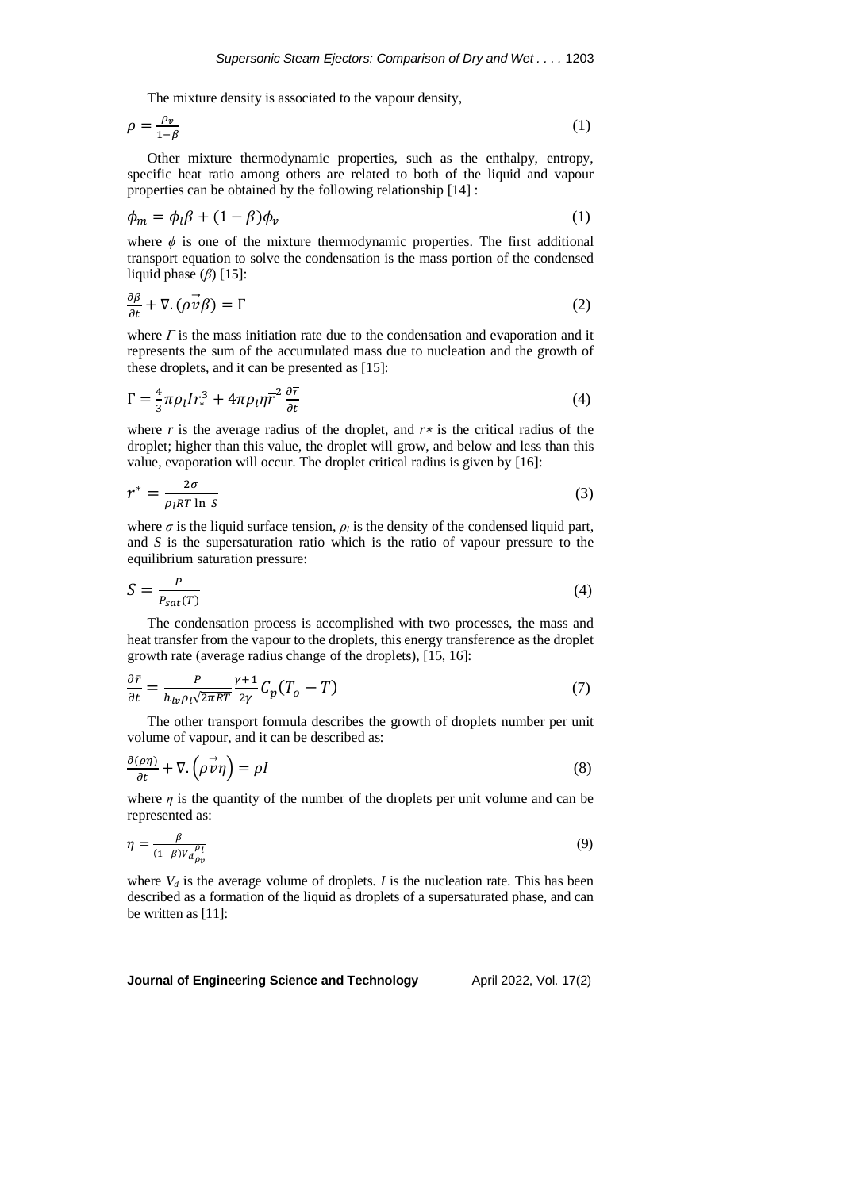The mixture density is associated to the vapour density,

$$\rho = \frac{\rho_v}{1-\beta} \tag{1}$$

Other mixture thermodynamic properties, such as the enthalpy, entropy, specific heat ratio among others are related to both of the liquid and vapour properties can be obtained by the following relationship [14] :

$$\phi_m = \phi_l \beta + (1-\beta)\phi_v \tag{1}$$

where $\phi$ is one of the mixture thermodynamic properties. The first additional transport equation to solve the condensation is the mass portion of the condensed liquid phase ($\beta$) [15]:

$$\frac{\partial \beta}{\partial t} + \nabla.(\rho \vec{v} \beta) = \Gamma \tag{2}$$

where $\Gamma$ is the mass initiation rate due to the condensation and evaporation and it represents the sum of the accumulated mass due to nucleation and the growth of these droplets, and it can be presented as [15]:

$$\Gamma = \frac{4}{3}\pi \rho_l I r_*^3 + 4\pi \rho_l \eta \bar{r}^2 \frac{\partial \bar{r}}{\partial t} \tag{4}$$

where $r$ is the average radius of the droplet, and $r*$ is the critical radius of the droplet; higher than this value, the droplet will grow, and below and less than this value, evaporation will occur. The droplet critical radius is given by [16]:

$$r^* = \frac{2\sigma}{\rho_l RT \ln\, S} \tag{3}$$

where $\sigma$ is the liquid surface tension, $\rho_l$ is the density of the condensed liquid part, and $S$ is the supersaturation ratio which is the ratio of vapour pressure to the equilibrium saturation pressure:

$$S = \frac{P}{P_{sat}(T)} \tag{4}$$

The condensation process is accomplished with two processes, the mass and heat transfer from the vapour to the droplets, this energy transference as the droplet growth rate (average radius change of the droplets), [15, 16]:

$$\frac{\partial \bar{r}}{\partial t} = \frac{P}{h_{lv}\rho_l \sqrt{2\pi RT}} \frac{\gamma+1}{2\gamma} C_p (T_o - T) \tag{7}$$

The other transport formula describes the growth of droplets number per unit volume of vapour, and it can be described as:

$$\frac{\partial(\rho\eta)}{\partial t} + \nabla.\left(\rho \vec{v} \eta\right) = \rho I \tag{8}$$

where $\eta$ is the quantity of the number of the droplets per unit volume and can be represented as:

$$\eta = \frac{\beta}{(1-\beta)V_d \frac{\rho_l}{\rho_v}} \tag{9}$$

where $V_d$ is the average volume of droplets. $I$ is the nucleation rate. This has been described as a formation of the liquid as droplets of a supersaturated phase, and can be written as [11]: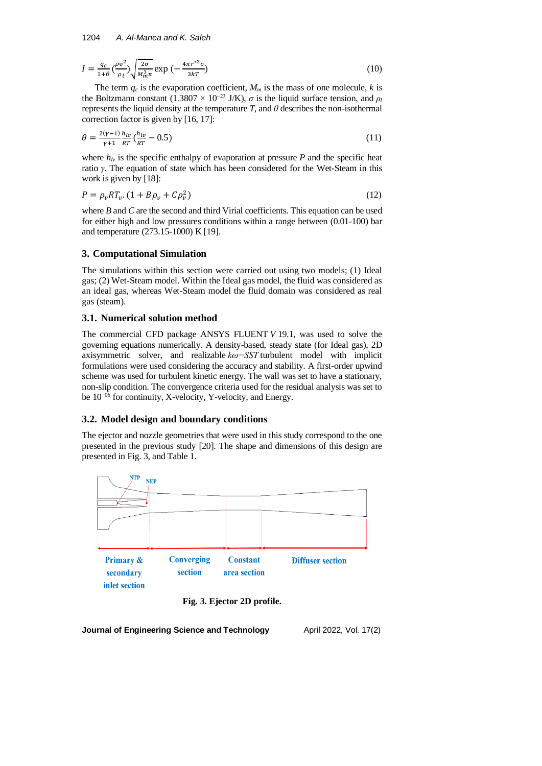$$I = \frac{q_c}{1+\theta}\left(\frac{\rho \upsilon^2}{\rho_l}\right)\sqrt{\frac{2\sigma}{M_m^3 \pi}} \exp\left(-\frac{4\pi r^{*2}\sigma}{3kT}\right) \tag{10}$$

The term $q_c$ is the evaporation coefficient, $M_m$ is the mass of one molecule, $k$ is the Boltzmann constant ($1.3807 \times 10^{-23}$ J/K), $\sigma$ is the liquid surface tension, and $\rho_l$ represents the liquid density at the temperature $T$, and $\theta$ describes the non-isothermal correction factor is given by [16, 17]:

$$\theta = \frac{2(\gamma-1)}{\gamma+1}\frac{h_{lv}}{RT}\left(\frac{h_{lv}}{RT} - 0.5\right) \tag{11}$$

where $h_{lv}$ is the specific enthalpy of evaporation at pressure $P$ and the specific heat ratio $\gamma$. The equation of state which has been considered for the Wet-Steam in this work is given by [18]:

$$P = \rho_v R T_v . (1 + B\rho_v + C\rho_v^2) \tag{12}$$

where $B$ and $C$ are the second and third Virial coefficients. This equation can be used for either high and low pressures conditions within a range between (0.01-100) bar and temperature (273.15-1000) K [19].

## 3. Computational Simulation

The simulations within this section were carried out using two models; (1) Ideal gas; (2) Wet-Steam model. Within the Ideal gas model, the fluid was considered as an ideal gas, whereas Wet-Steam model the fluid domain was considered as real gas (steam).

### 3.1. Numerical solution method

The commercial CFD package ANSYS FLUENT *V* 19.1, was used to solve the governing equations numerically. A density-based, steady state (for Ideal gas), 2D axisymmetric solver, and realizable $k\omega-SST$ turbulent model with implicit formulations were used considering the accuracy and stability. A first-order upwind scheme was used for turbulent kinetic energy. The wall was set to have a stationary, non-slip condition. The convergence criteria used for the residual analysis was set to be $10^{-06}$ for continuity, X-velocity, Y-velocity, and Energy.

### 3.2. Model design and boundary conditions

The ejector and nozzle geometries that were used in this study correspond to the one presented in the previous study [20]. The shape and dimensions of this design are presented in Fig. 3, and Table 1.

**Fig. 3. Ejector 2D profile.**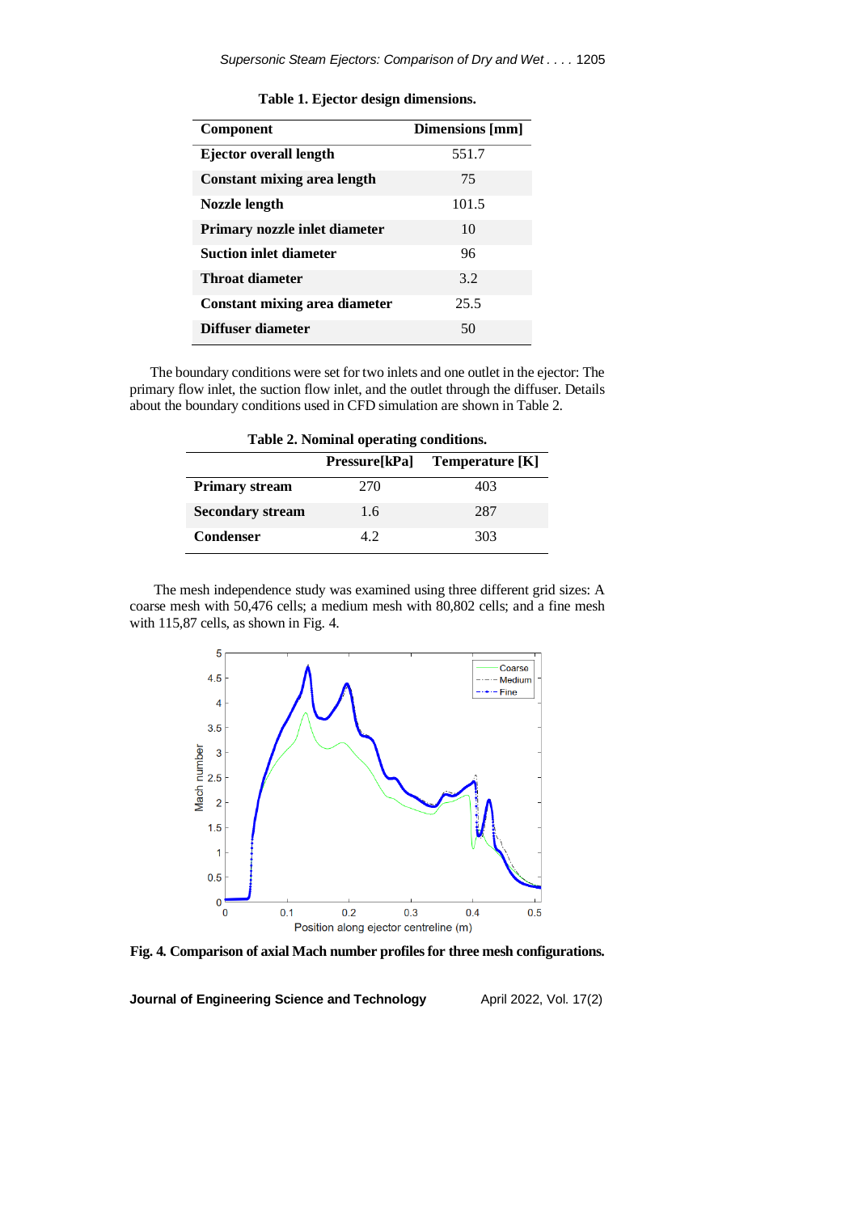**Table 1. Ejector design dimensions.**

| Component | Dimensions [mm] |
|---|---|
| **Ejector overall length** | 551.7 |
| **Constant mixing area length** | 75 |
| **Nozzle length** | 101.5 |
| **Primary nozzle inlet diameter** | 10 |
| **Suction inlet diameter** | 96 |
| **Throat diameter** | 3.2 |
| **Constant mixing area diameter** | 25.5 |
| **Diffuser diameter** | 50 |

The boundary conditions were set for two inlets and one outlet in the ejector: The primary flow inlet, the suction flow inlet, and the outlet through the diffuser. Details about the boundary conditions used in CFD simulation are shown in Table 2.

**Table 2. Nominal operating conditions.**

| | Pressure[kPa] | Temperature [K] |
|---|---|---|
| **Primary stream** | 270 | 403 |
| **Secondary stream** | 1.6 | 287 |
| **Condenser** | 4.2 | 303 |

The mesh independence study was examined using three different grid sizes: A coarse mesh with 50,476 cells; a medium mesh with 80,802 cells; and a fine mesh with 115,87 cells, as shown in Fig. 4.

**Fig. 4. Comparison of axial Mach number profiles for three mesh configurations.**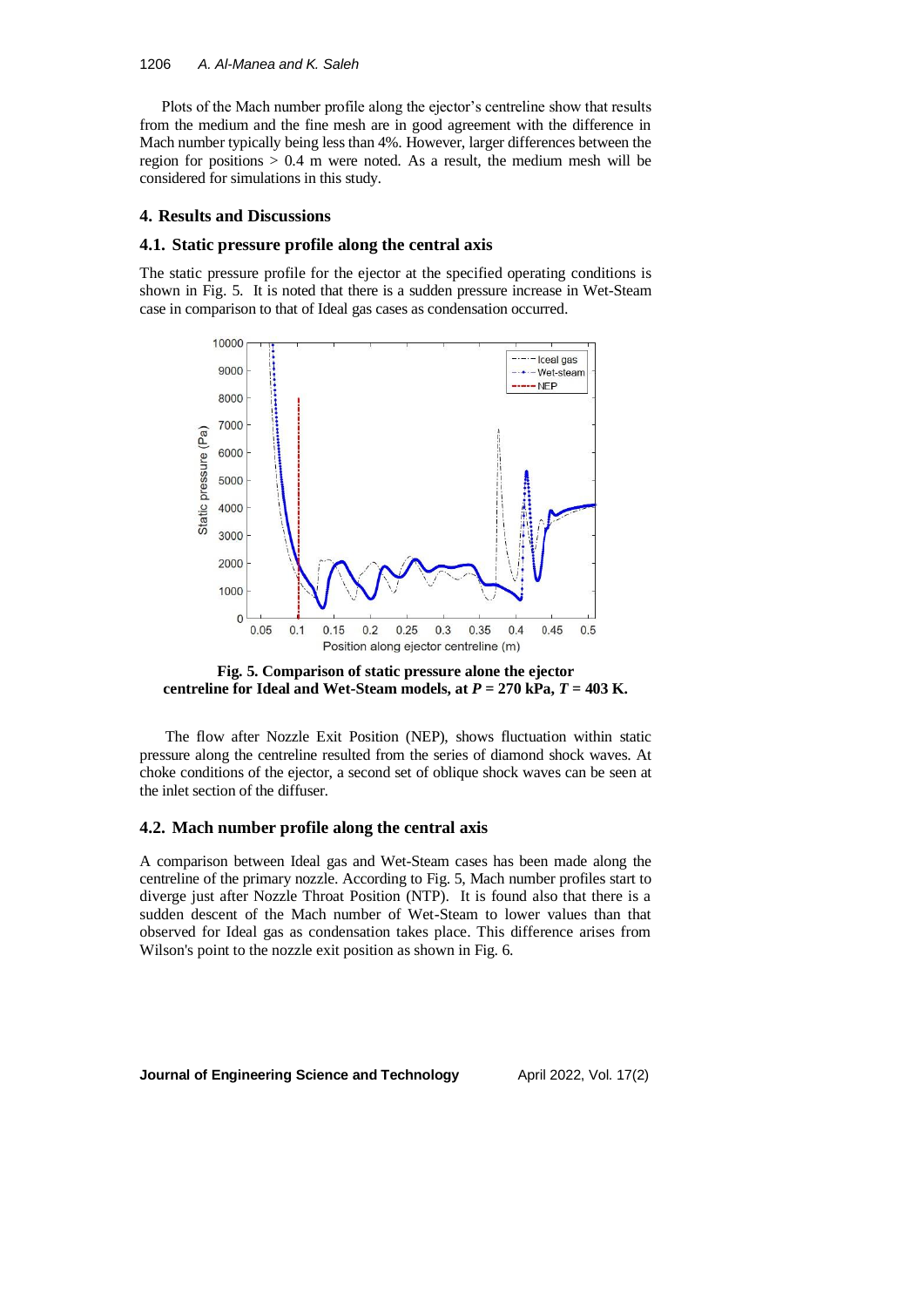Plots of the Mach number profile along the ejector's centreline show that results from the medium and the fine mesh are in good agreement with the difference in Mach number typically being less than 4%. However, larger differences between the region for positions > 0.4 m were noted. As a result, the medium mesh will be considered for simulations in this study.

## 4. Results and Discussions

### 4.1. Static pressure profile along the central axis

The static pressure profile for the ejector at the specified operating conditions is shown in Fig. 5. It is noted that there is a sudden pressure increase in Wet-Steam case in comparison to that of Ideal gas cases as condensation occurred.

**Fig. 5. Comparison of static pressure alone the ejector centreline for Ideal and Wet-Steam models, at $P$ = 270 kPa, $T$ = 403 K.**

The flow after Nozzle Exit Position (NEP), shows fluctuation within static pressure along the centreline resulted from the series of diamond shock waves. At choke conditions of the ejector, a second set of oblique shock waves can be seen at the inlet section of the diffuser.

### 4.2. Mach number profile along the central axis

A comparison between Ideal gas and Wet-Steam cases has been made along the centreline of the primary nozzle. According to Fig. 5, Mach number profiles start to diverge just after Nozzle Throat Position (NTP). It is found also that there is a sudden descent of the Mach number of Wet-Steam to lower values than that observed for Ideal gas as condensation takes place. This difference arises from Wilson's point to the nozzle exit position as shown in Fig. 6.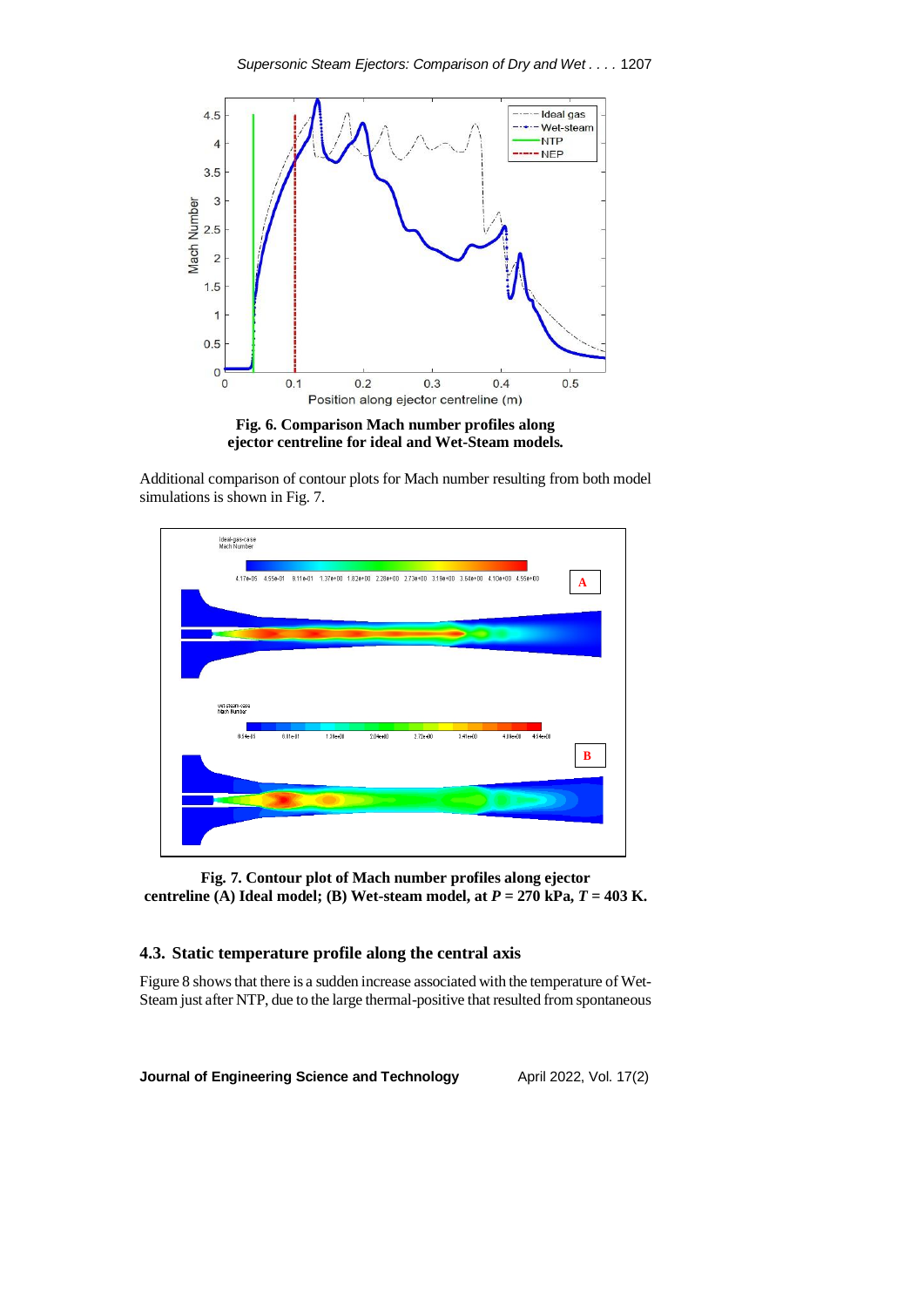**Fig. 6. Comparison Mach number profiles along ejector centreline for ideal and Wet-Steam models.**

Additional comparison of contour plots for Mach number resulting from both model simulations is shown in Fig. 7.

**Fig. 7. Contour plot of Mach number profiles along ejector centreline (A) Ideal model; (B) Wet-steam model, at $P$ = 270 kPa, $T$ = 403 K.**

### 4.3. Static temperature profile along the central axis

Figure 8 shows that there is a sudden increase associated with the temperature of Wet-Steam just after NTP, due to the large thermal-positive that resulted from spontaneous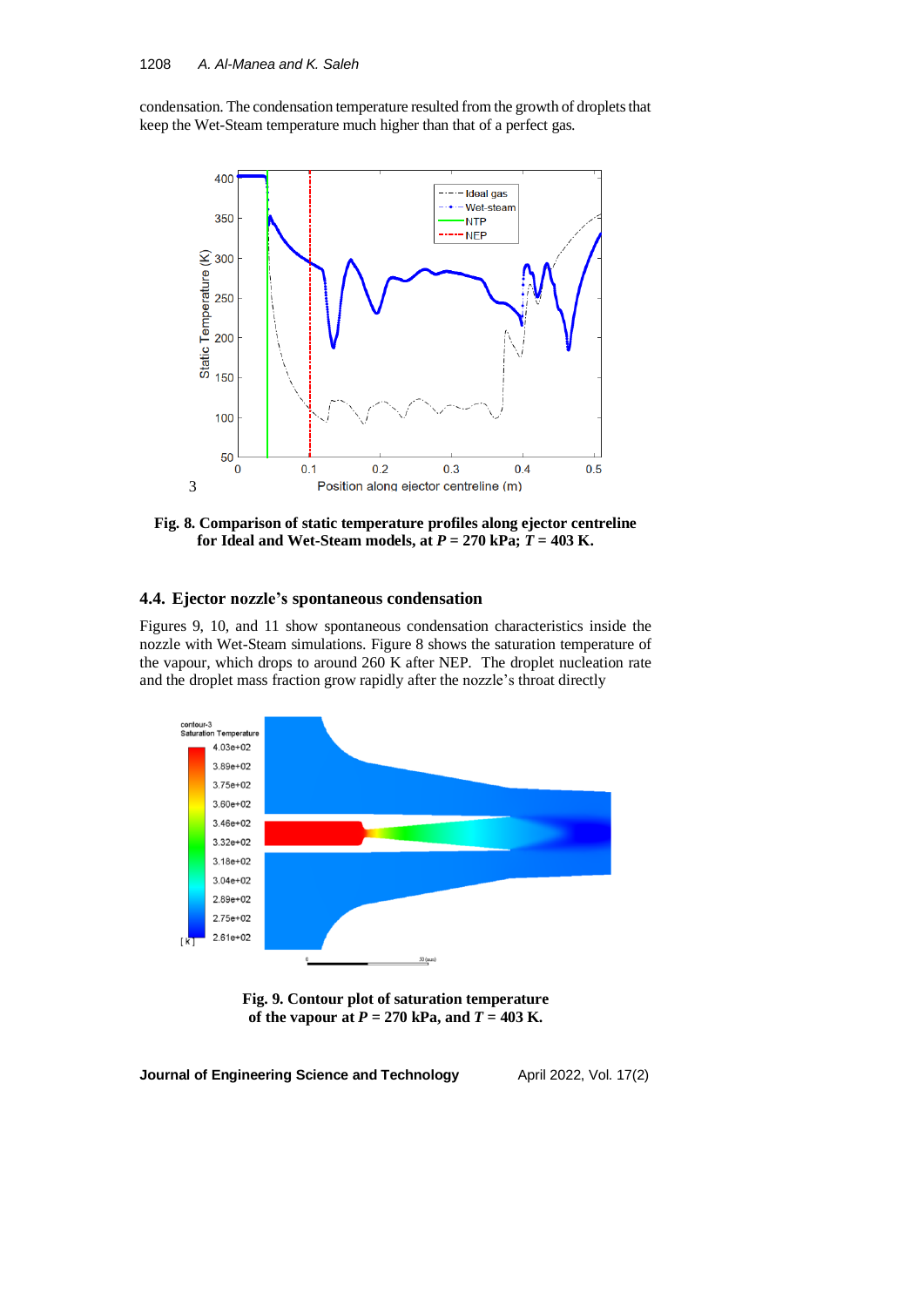condensation. The condensation temperature resulted from the growth of droplets that keep the Wet-Steam temperature much higher than that of a perfect gas.

**Fig. 8. Comparison of static temperature profiles along ejector centreline for Ideal and Wet-Steam models, at $P$ = 270 kPa; $T$ = 403 K.**

### 4.4. Ejector nozzle's spontaneous condensation

Figures 9, 10, and 11 show spontaneous condensation characteristics inside the nozzle with Wet-Steam simulations. Figure 8 shows the saturation temperature of the vapour, which drops to around 260 K after NEP. The droplet nucleation rate and the droplet mass fraction grow rapidly after the nozzle's throat directly

**Fig. 9. Contour plot of saturation temperature of the vapour at $P$ = 270 kPa, and $T$ = 403 K.**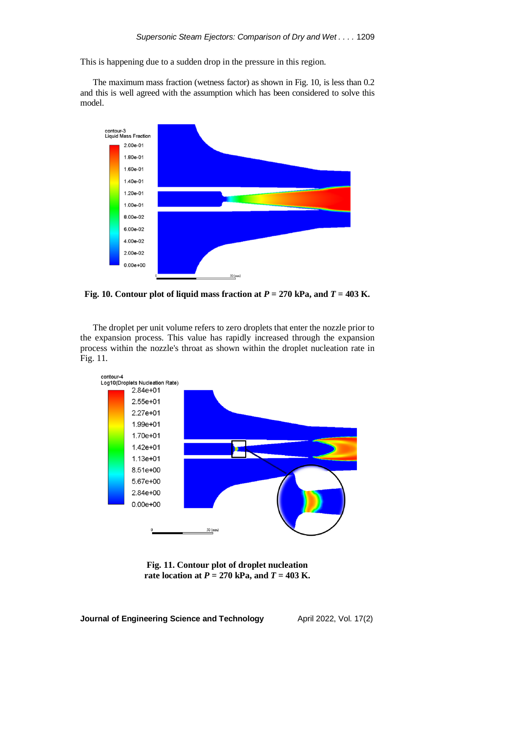This is happening due to a sudden drop in the pressure in this region.

The maximum mass fraction (wetness factor) as shown in Fig. 10, is less than 0.2 and this is well agreed with the assumption which has been considered to solve this model.

**Fig. 10. Contour plot of liquid mass fraction at $P$ = 270 kPa, and $T$ = 403 K.**

The droplet per unit volume refers to zero droplets that enter the nozzle prior to the expansion process. This value has rapidly increased through the expansion process within the nozzle's throat as shown within the droplet nucleation rate in Fig. 11.

**Fig. 11. Contour plot of droplet nucleation rate location at $P$ = 270 kPa, and $T$ = 403 K.**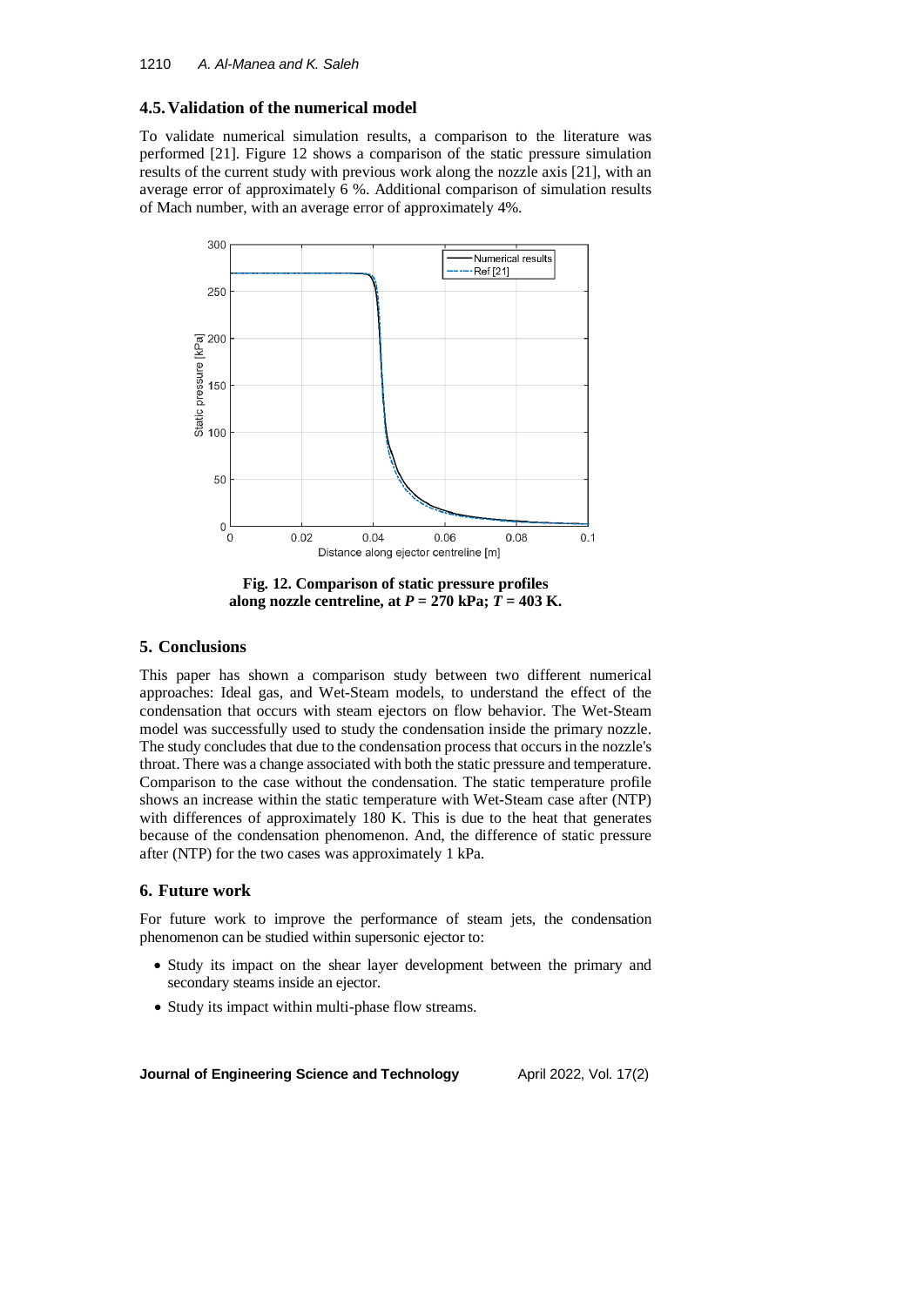### 4.5. Validation of the numerical model

To validate numerical simulation results, a comparison to the literature was performed [21]. Figure 12 shows a comparison of the static pressure simulation results of the current study with previous work along the nozzle axis [21], with an average error of approximately 6 %. Additional comparison of simulation results of Mach number, with an average error of approximately 4%.

**Fig. 12. Comparison of static pressure profiles along nozzle centreline, at $P = 270$ kPa; $T = 403$ K.**

## 5. Conclusions

This paper has shown a comparison study between two different numerical approaches: Ideal gas, and Wet-Steam models, to understand the effect of the condensation that occurs with steam ejectors on flow behavior. The Wet-Steam model was successfully used to study the condensation inside the primary nozzle. The study concludes that due to the condensation process that occurs in the nozzle's throat. There was a change associated with both the static pressure and temperature. Comparison to the case without the condensation. The static temperature profile shows an increase within the static temperature with Wet-Steam case after (NTP) with differences of approximately 180 K. This is due to the heat that generates because of the condensation phenomenon. And, the difference of static pressure after (NTP) for the two cases was approximately 1 kPa.

## 6. Future work

For future work to improve the performance of steam jets, the condensation phenomenon can be studied within supersonic ejector to:

- Study its impact on the shear layer development between the primary and secondary steams inside an ejector.
- Study its impact within multi-phase flow streams.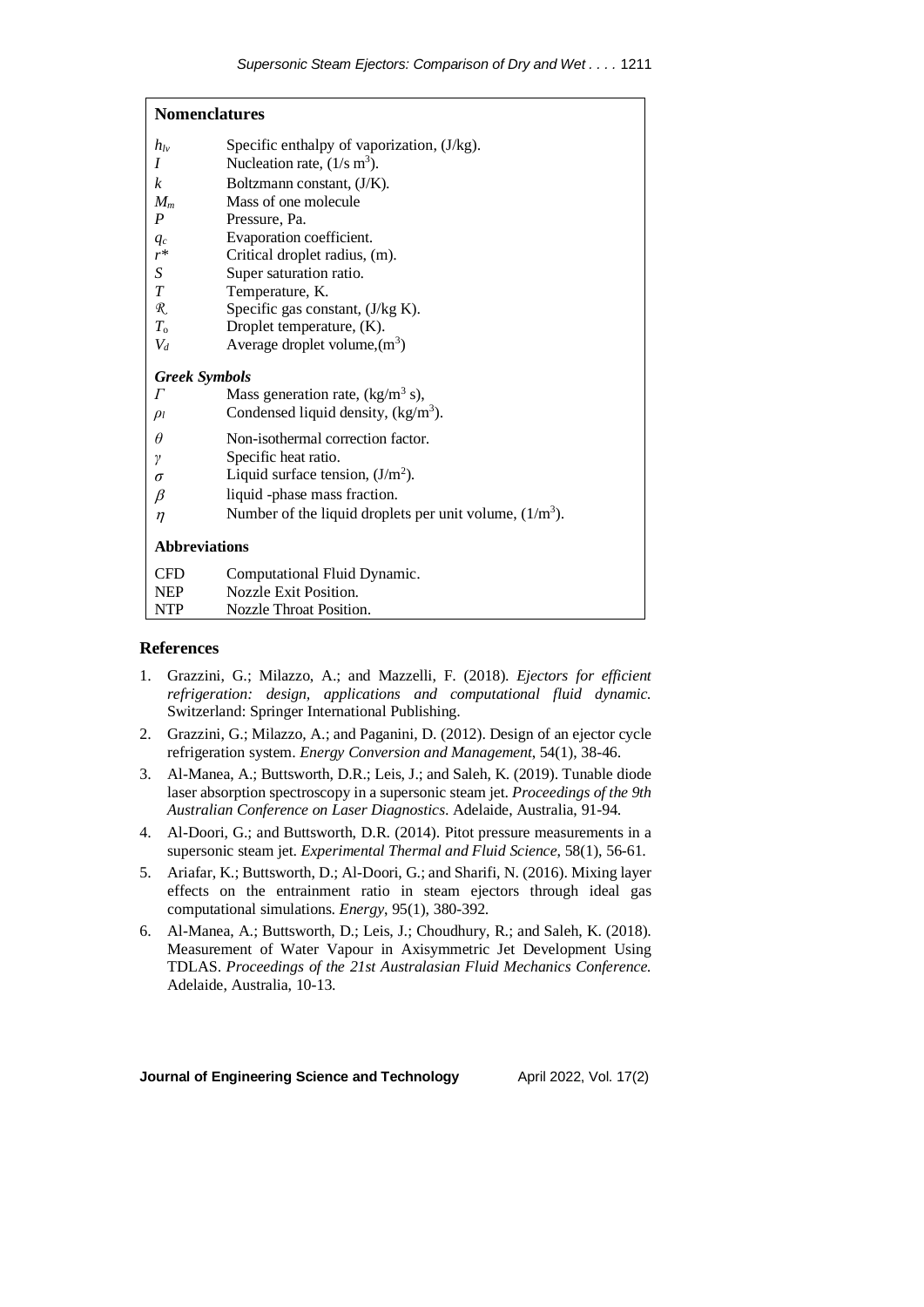## Nomenclatures

| | |
|---|---|
| $h_{lv}$ | Specific enthalpy of vaporization, (J/kg). |
| $I$ | Nucleation rate, (1/s $m^3$). |
| $k$ | Boltzmann constant, (J/K). |
| $M_m$ | Mass of one molecule |
| $P$ | Pressure, Pa. |
| $q_c$ | Evaporation coefficient. |
| $r^*$ | Critical droplet radius, (m). |
| $S$ | Super saturation ratio. |
| $T$ | Temperature, K. |
| $\mathcal{R}$ | Specific gas constant, (J/kg K). |
| $T_o$ | Droplet temperature, (K). |
| $V_d$ | Average droplet volume,($m^3$) |

### Greek Symbols

| | |
|---|---|
| $\Gamma$ | Mass generation rate, (kg/$m^3$ s), |
| $\rho_l$ | Condensed liquid density, (kg/$m^3$). |
| $\theta$ | Non-isothermal correction factor. |
| $\gamma$ | Specific heat ratio. |
| $\sigma$ | Liquid surface tension, (J/$m^2$). |
| $\beta$ | liquid -phase mass fraction. |
| $\eta$ | Number of the liquid droplets per unit volume, (1/$m^3$). |

### Abbreviations

| | |
|---|---|
| CFD | Computational Fluid Dynamic. |
| NEP | Nozzle Exit Position. |
| NTP | Nozzle Throat Position. |

## References

1. Grazzini, G.; Milazzo, A.; and Mazzelli, F. (2018). *Ejectors for efficient refrigeration: design, applications and computational fluid dynamic.* Switzerland: Springer International Publishing.
2. Grazzini, G.; Milazzo, A.; and Paganini, D. (2012). Design of an ejector cycle refrigeration system. *Energy Conversion and Management*, 54(1), 38-46.
3. Al-Manea, A.; Buttsworth, D.R.; Leis, J.; and Saleh, K. (2019). Tunable diode laser absorption spectroscopy in a supersonic steam jet. *Proceedings of the 9th Australian Conference on Laser Diagnostics*. Adelaide, Australia, 91-94.
4. Al-Doori, G.; and Buttsworth, D.R. (2014). Pitot pressure measurements in a supersonic steam jet. *Experimental Thermal and Fluid Science*, 58(1), 56-61.
5. Ariafar, K.; Buttsworth, D.; Al-Doori, G.; and Sharifi, N. (2016). Mixing layer effects on the entrainment ratio in steam ejectors through ideal gas computational simulations. *Energy*, 95(1), 380-392.
6. Al-Manea, A.; Buttsworth, D.; Leis, J.; Choudhury, R.; and Saleh, K. (2018). Measurement of Water Vapour in Axisymmetric Jet Development Using TDLAS. *Proceedings of the 21st Australasian Fluid Mechanics Conference.* Adelaide, Australia, 10-13.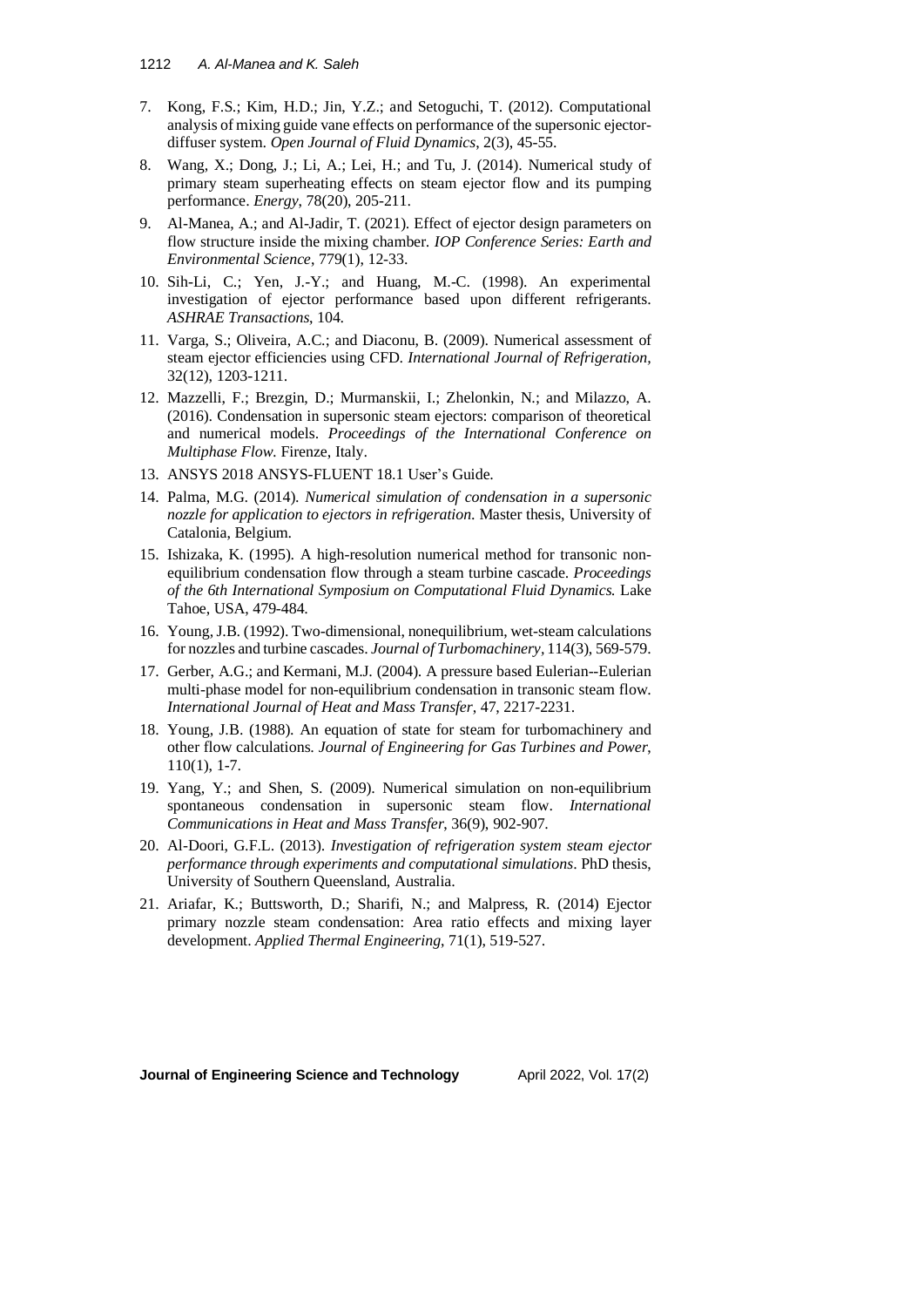7. Kong, F.S.; Kim, H.D.; Jin, Y.Z.; and Setoguchi, T. (2012). Computational analysis of mixing guide vane effects on performance of the supersonic ejector-diffuser system. *Open Journal of Fluid Dynamics*, 2(3), 45-55.
8. Wang, X.; Dong, J.; Li, A.; Lei, H.; and Tu, J. (2014). Numerical study of primary steam superheating effects on steam ejector flow and its pumping performance. *Energy*, 78(20), 205-211.
9. Al-Manea, A.; and Al-Jadir, T. (2021). Effect of ejector design parameters on flow structure inside the mixing chamber. *IOP Conference Series: Earth and Environmental Science*, 779(1), 12-33.
10. Sih-Li, C.; Yen, J.-Y.; and Huang, M.-C. (1998). An experimental investigation of ejector performance based upon different refrigerants. *ASHRAE Transactions*, 104.
11. Varga, S.; Oliveira, A.C.; and Diaconu, B. (2009). Numerical assessment of steam ejector efficiencies using CFD. *International Journal of Refrigeration*, 32(12), 1203-1211.
12. Mazzelli, F.; Brezgin, D.; Murmanskii, I.; Zhelonkin, N.; and Milazzo, A. (2016). Condensation in supersonic steam ejectors: comparison of theoretical and numerical models. *Proceedings of the International Conference on Multiphase Flow*. Firenze, Italy.
13. ANSYS 2018 ANSYS-FLUENT 18.1 User's Guide.
14. Palma, M.G. (2014). *Numerical simulation of condensation in a supersonic nozzle for application to ejectors in refrigeration*. Master thesis, University of Catalonia, Belgium.
15. Ishizaka, K. (1995). A high-resolution numerical method for transonic non-equilibrium condensation flow through a steam turbine cascade. *Proceedings of the 6th International Symposium on Computational Fluid Dynamics*. Lake Tahoe, USA, 479-484.
16. Young, J.B. (1992). Two-dimensional, nonequilibrium, wet-steam calculations for nozzles and turbine cascades. *Journal of Turbomachinery*, 114(3), 569-579.
17. Gerber, A.G.; and Kermani, M.J. (2004). A pressure based Eulerian--Eulerian multi-phase model for non-equilibrium condensation in transonic steam flow. *International Journal of Heat and Mass Transfer*, 47, 2217-2231.
18. Young, J.B. (1988). An equation of state for steam for turbomachinery and other flow calculations. *Journal of Engineering for Gas Turbines and Power*, 110(1), 1-7.
19. Yang, Y.; and Shen, S. (2009). Numerical simulation on non-equilibrium spontaneous condensation in supersonic steam flow. *International Communications in Heat and Mass Transfer*, 36(9), 902-907.
20. Al-Doori, G.F.L. (2013). *Investigation of refrigeration system steam ejector performance through experiments and computational simulations*. PhD thesis, University of Southern Queensland, Australia.
21. Ariafar, K.; Buttsworth, D.; Sharifi, N.; and Malpress, R. (2014) Ejector primary nozzle steam condensation: Area ratio effects and mixing layer development. *Applied Thermal Engineering*, 71(1), 519-527.